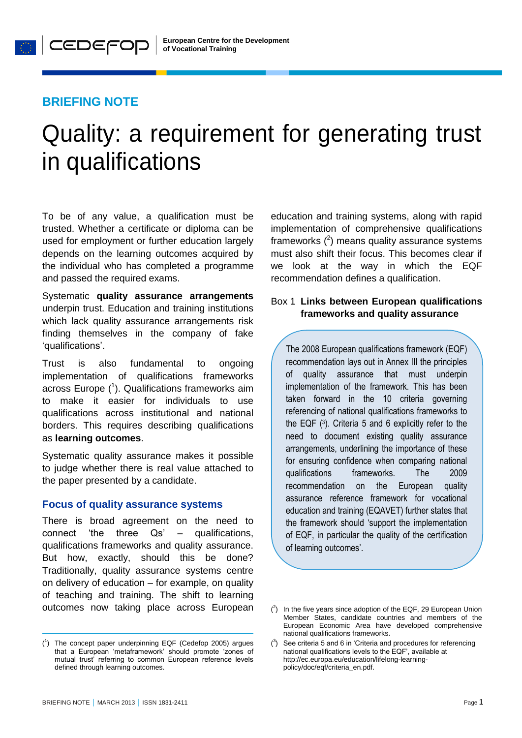**BRIEFING NOTE**

# Quality: a requirement for generating trust in qualifications

To be of any value, a qualification must be trusted. Whether a certificate or diploma can be used for employment or further education largely depends on the learning outcomes acquired by the individual who has completed a programme and passed the required exams.

Systematic **quality assurance arrangements** underpin trust. Education and training institutions which lack quality assurance arrangements risk finding themselves in the company of fake 'qualifications'.

Trust is also fundamental to ongoing implementation of qualifications frameworks across Europe ([1]). Qualifications frameworks aim to make it easier for individuals to use qualifications across institutional and national borders. This requires describing qualifications as **learning outcomes**.

Systematic quality assurance makes it possible to judge whether there is real value attached to the paper presented by a candidate.

## Focus of quality assurance systems

There is broad agreement on the need to connect 'the three Qs' – qualifications, qualifications frameworks and quality assurance. But how, exactly, should this be done? Traditionally, quality assurance systems centre on delivery of education – for example, on quality of teaching and training. The shift to learning outcomes now taking place across European education and training systems, along with rapid implementation of comprehensive qualifications frameworks ([2]) means quality assurance systems must also shift their focus. This becomes clear if we look at the way in which the EQF recommendation defines a qualification.

**Box 1 Links between European qualifications frameworks and quality assurance**

> The 2008 European qualifications framework (EQF) recommendation lays out in Annex III the principles of quality assurance that must underpin implementation of the framework. This has been taken forward in the 10 criteria governing referencing of national qualifications frameworks to the EQF ([3]). Criteria 5 and 6 explicitly refer to the need to document existing quality assurance arrangements, underlining the importance of these for ensuring confidence when comparing national qualifications frameworks. The 2009 recommendation on the European quality assurance reference framework for vocational education and training (EQAVET) further states that the framework should 'support the implementation of EQF, in particular the quality of the certification of learning outcomes'.

---

([1]) The concept paper underpinning EQF (Cedefop 2005) argues that a European 'metaframework' should promote 'zones of mutual trust' referring to common European reference levels defined through learning outcomes.

([2]) In the five years since adoption of the EQF, 29 European Union Member States, candidate countries and members of the European Economic Area have developed comprehensive national qualifications frameworks.

([3]) See criteria 5 and 6 in 'Criteria and procedures for referencing national qualifications levels to the EQF', available at http://ec.europa.eu/education/lifelong-learning-policy/doc/eqf/criteria_en.pdf.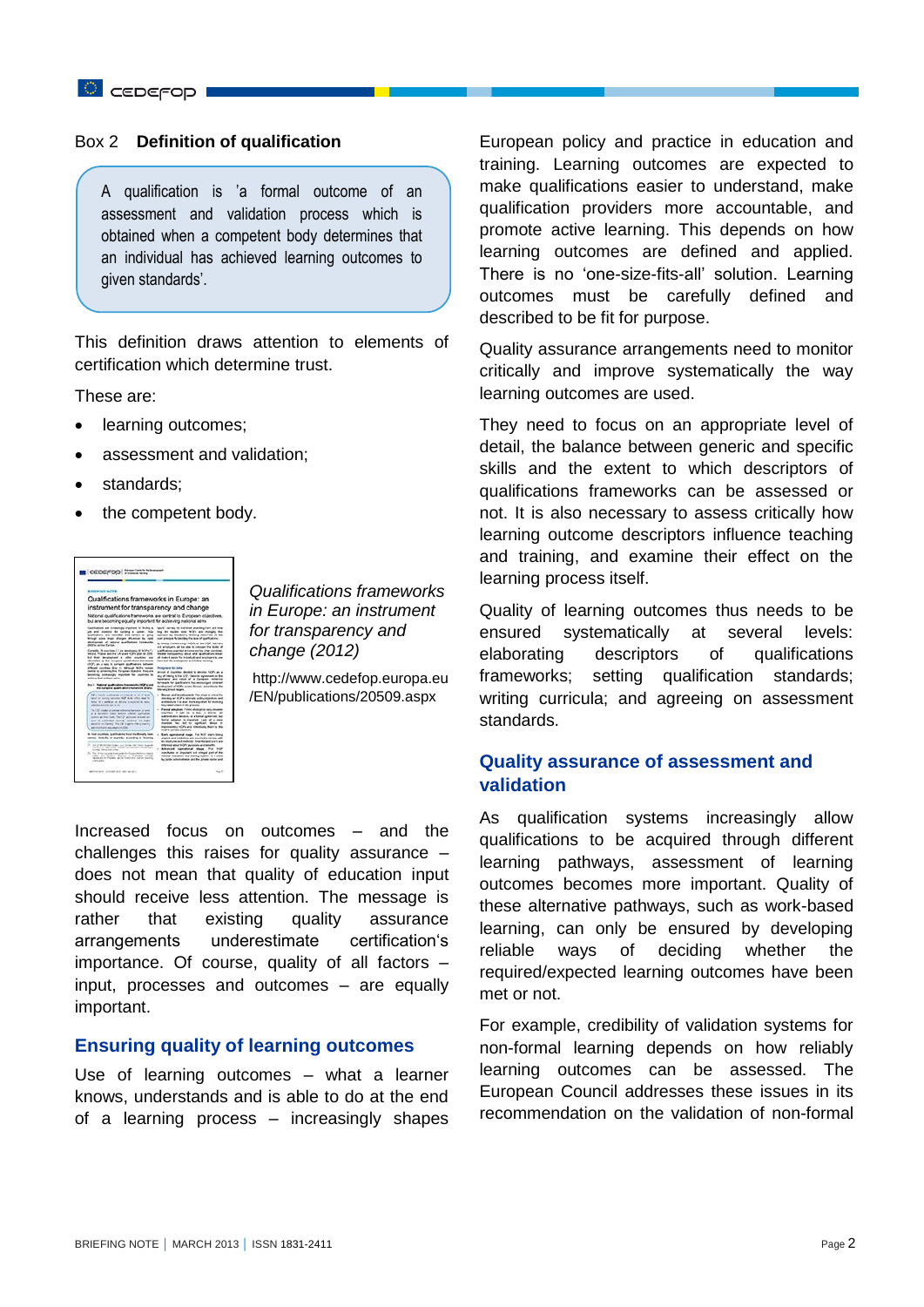**Box 2 Definition of qualification**

> A qualification is 'a formal outcome of an assessment and validation process which is obtained when a competent body determines that an individual has achieved learning outcomes to given standards'.

This definition draws attention to elements of certification which determine trust.

These are:

- learning outcomes;
- assessment and validation;
- standards;
- the competent body.

*Qualifications frameworks in Europe: an instrument for transparency and change (2012)*

http://www.cedefop.europa.eu/EN/publications/20509.aspx

Increased focus on outcomes – and the challenges this raises for quality assurance – does not mean that quality of education input should receive less attention. The message is rather that existing quality assurance arrangements underestimate certification's importance. Of course, quality of all factors – input, processes and outcomes – are equally important.

## Ensuring quality of learning outcomes

Use of learning outcomes – what a learner knows, understands and is able to do at the end of a learning process – increasingly shapes European policy and practice in education and training. Learning outcomes are expected to make qualifications easier to understand, make qualification providers more accountable, and promote active learning. This depends on how learning outcomes are defined and applied. There is no 'one-size-fits-all' solution. Learning outcomes must be carefully defined and described to be fit for purpose.

Quality assurance arrangements need to monitor critically and improve systematically the way learning outcomes are used.

They need to focus on an appropriate level of detail, the balance between generic and specific skills and the extent to which descriptors of qualifications frameworks can be assessed or not. It is also necessary to assess critically how learning outcome descriptors influence teaching and training, and examine their effect on the learning process itself.

Quality of learning outcomes thus needs to be ensured systematically at several levels: elaborating descriptors of qualifications frameworks; setting qualification standards; writing curricula; and agreeing on assessment standards.

## Quality assurance of assessment and validation

As qualification systems increasingly allow qualifications to be acquired through different learning pathways, assessment of learning outcomes becomes more important. Quality of these alternative pathways, such as work-based learning, can only be ensured by developing reliable ways of deciding whether the required/expected learning outcomes have been met or not.

For example, credibility of validation systems for non-formal learning depends on how reliably learning outcomes can be assessed. The European Council addresses these issues in its recommendation on the validation of non-formal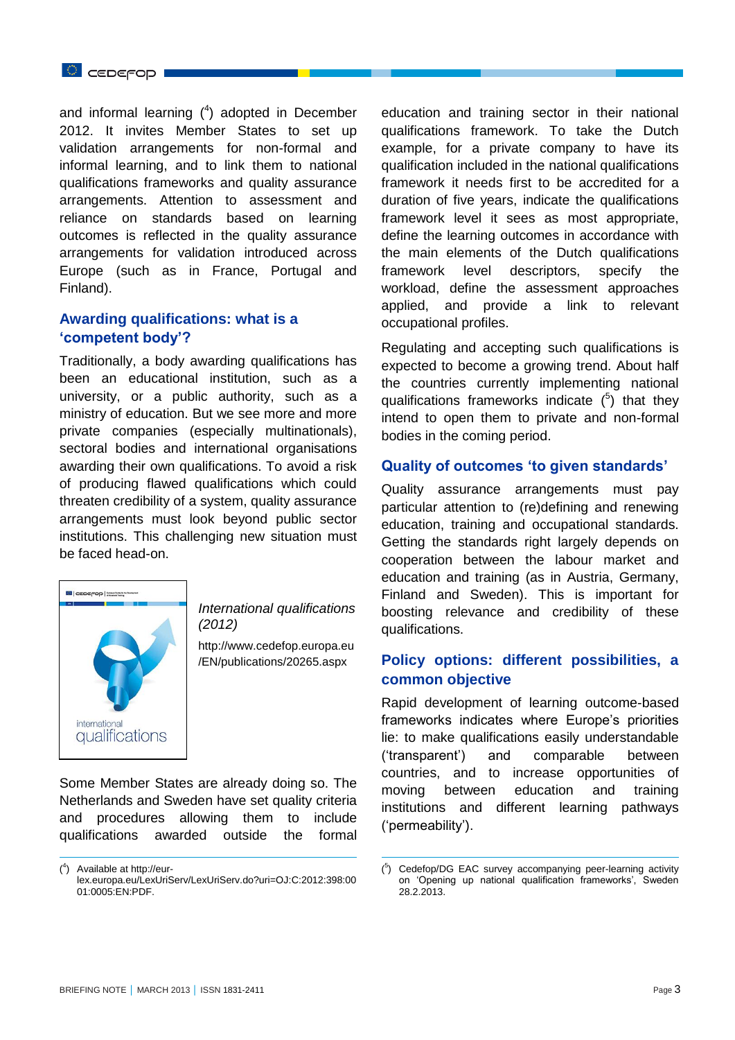and informal learning ([4]) adopted in December 2012. It invites Member States to set up validation arrangements for non-formal and informal learning, and to link them to national qualifications frameworks and quality assurance arrangements. Attention to assessment and reliance on standards based on learning outcomes is reflected in the quality assurance arrangements for validation introduced across Europe (such as in France, Portugal and Finland).

## Awarding qualifications: what is a 'competent body'?

Traditionally, a body awarding qualifications has been an educational institution, such as a university, or a public authority, such as a ministry of education. But we see more and more private companies (especially multinationals), sectoral bodies and international organisations awarding their own qualifications. To avoid a risk of producing flawed qualifications which could threaten credibility of a system, quality assurance arrangements must look beyond public sector institutions. This challenging new situation must be faced head-on.

*International qualifications (2012)*

http://www.cedefop.europa.eu/EN/publications/20265.aspx

Some Member States are already doing so. The Netherlands and Sweden have set quality criteria and procedures allowing them to include qualifications awarded outside the formal education and training sector in their national qualifications framework. To take the Dutch example, for a private company to have its qualification included in the national qualifications framework it needs first to be accredited for a duration of five years, indicate the qualifications framework level it sees as most appropriate, define the learning outcomes in accordance with the main elements of the Dutch qualifications framework level descriptors, specify the workload, define the assessment approaches applied, and provide a link to relevant occupational profiles.

Regulating and accepting such qualifications is expected to become a growing trend. About half the countries currently implementing national qualifications frameworks indicate ([5]) that they intend to open them to private and non-formal bodies in the coming period.

## Quality of outcomes 'to given standards'

Quality assurance arrangements must pay particular attention to (re)defining and renewing education, training and occupational standards. Getting the standards right largely depends on cooperation between the labour market and education and training (as in Austria, Germany, Finland and Sweden). This is important for boosting relevance and credibility of these qualifications.

## Policy options: different possibilities, a common objective

Rapid development of learning outcome-based frameworks indicates where Europe's priorities lie: to make qualifications easily understandable ('transparent') and comparable between countries, and to increase opportunities of moving between education and training institutions and different learning pathways ('permeability').

---

([4]) Available at http://eur-lex.europa.eu/LexUriServ/LexUriServ.do?uri=OJ:C:2012:398:0001:0005:EN:PDF.

([5]) Cedefop/DG EAC survey accompanying peer-learning activity on 'Opening up national qualification frameworks', Sweden 28.2.2013.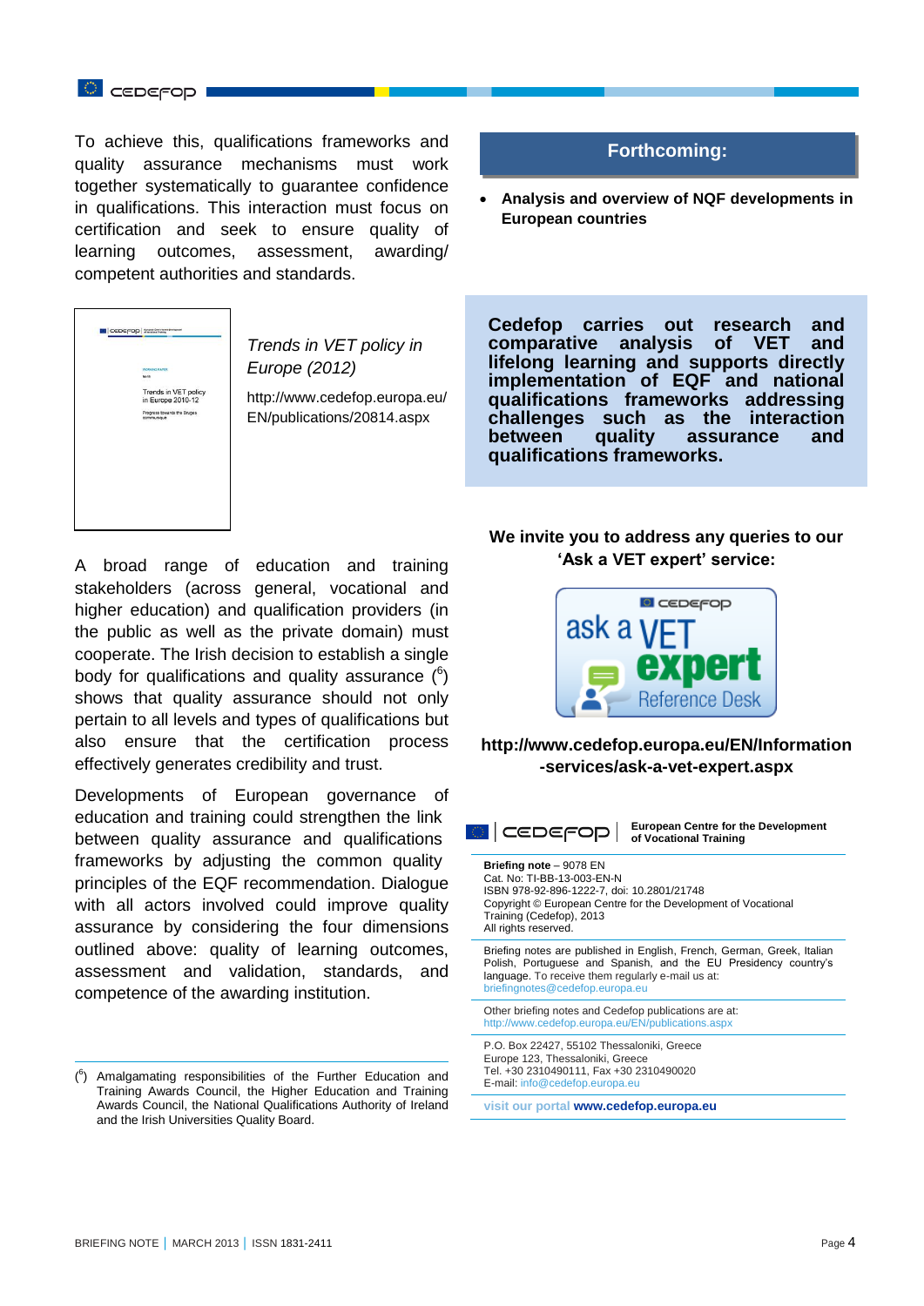To achieve this, qualifications frameworks and quality assurance mechanisms must work together systematically to guarantee confidence in qualifications. This interaction must focus on certification and seek to ensure quality of learning outcomes, assessment, awarding/ competent authorities and standards.

*Trends in VET policy in Europe (2012)*

http://www.cedefop.europa.eu/EN/publications/20814.aspx

A broad range of education and training stakeholders (across general, vocational and higher education) and qualification providers (in the public as well as the private domain) must cooperate. The Irish decision to establish a single body for qualifications and quality assurance ([6]) shows that quality assurance should not only pertain to all levels and types of qualifications but also ensure that the certification process effectively generates credibility and trust.

Developments of European governance of education and training could strengthen the link between quality assurance and qualifications frameworks by adjusting the common quality principles of the EQF recommendation. Dialogue with all actors involved could improve quality assurance by considering the four dimensions outlined above: quality of learning outcomes, assessment and validation, standards, and competence of the awarding institution.

([6]) Amalgamating responsibilities of the Further Education and Training Awards Council, the Higher Education and Training Awards Council, the National Qualifications Authority of Ireland and the Irish Universities Quality Board.

## Forthcoming:

- **Analysis and overview of NQF developments in European countries**

**Cedefop carries out research and comparative analysis of VET and lifelong learning and supports directly implementation of EQF and national qualifications frameworks addressing challenges such as the interaction between quality assurance and qualifications frameworks.**

**We invite you to address any queries to our 'Ask a VET expert' service:**

ask a VET expert Reference Desk

**http://www.cedefop.europa.eu/EN/Information-services/ask-a-vet-expert.aspx**

**European Centre for the Development of Vocational Training**

**Briefing note** – 9078 EN
Cat. No: TI-BB-13-003-EN-N
ISBN 978-92-896-1222-7, doi: 10.2801/21748
Copyright © European Centre for the Development of Vocational Training (Cedefop), 2013
All rights reserved.

Briefing notes are published in English, French, German, Greek, Italian Polish, Portuguese and Spanish, and the EU Presidency country's language. To receive them regularly e-mail us at: briefingnotes@cedefop.europa.eu

Other briefing notes and Cedefop publications are at: http://www.cedefop.europa.eu/EN/publications.aspx

P.O. Box 22427, 55102 Thessaloniki, Greece
Europe 123, Thessaloniki, Greece
Tel. +30 2310490111, Fax +30 2310490020
E-mail: info@cedefop.europa.eu

visit our portal **www.cedefop.europa.eu**